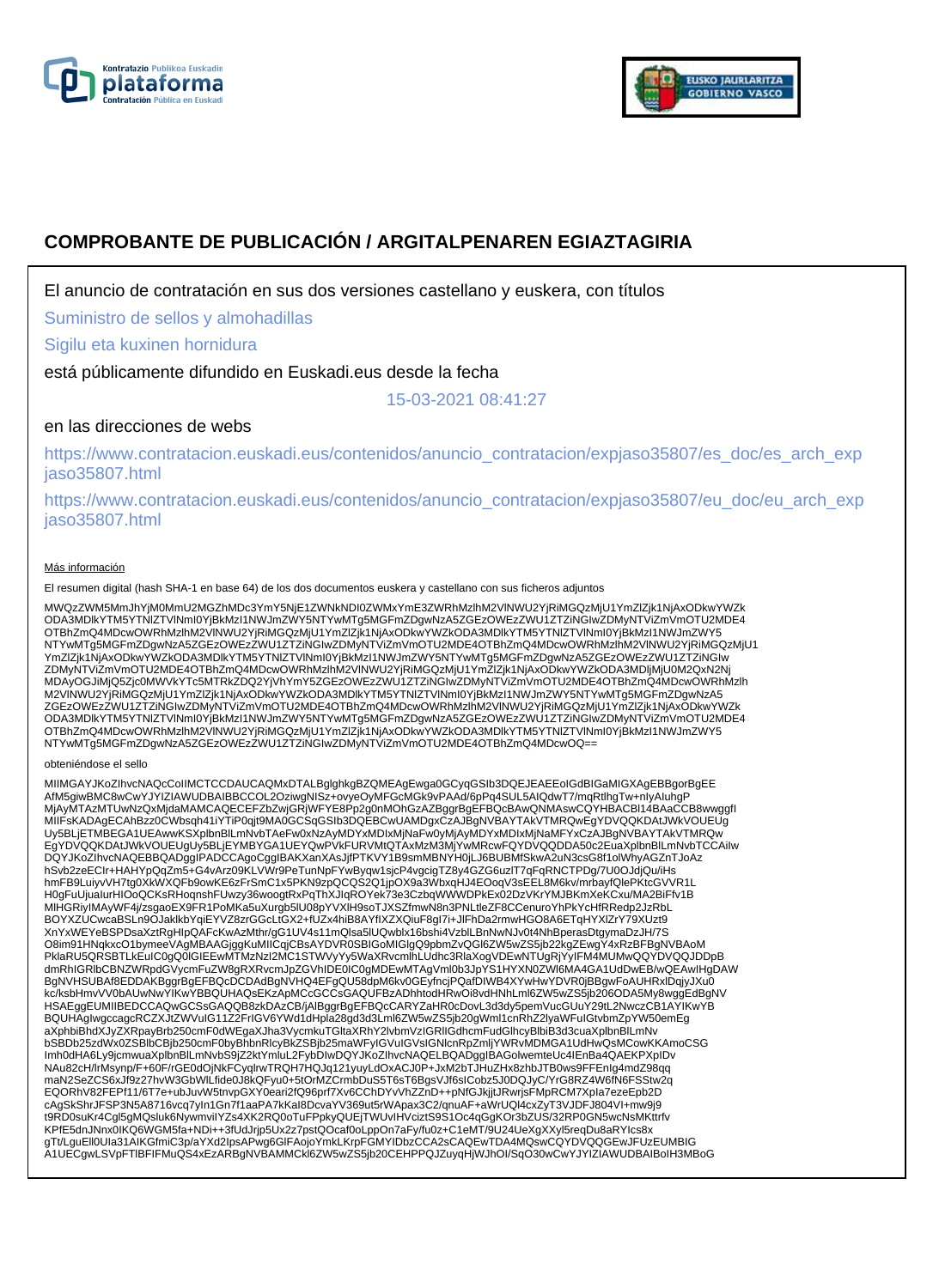# COMPROBANTE DE PUBLICACIÓN / ARGITALPENAREN EGIAZTAGIRIA

El anuncio de contratación en sus dos versiones castellano y euskera, con títulos

Suministro de sellos y almohadillas

Sigilu eta kuxinen hornidura

está públicamente difundido en Euskadi.eus desde la fecha

15-03-2021 08:41:27

en las direcciones de webs

https://www.contratacion.euskadi.eus/contenidos/anuncio_contratacion/expjaso35807/es_doc/es_arch_expjaso35807.html

https://www.contratacion.euskadi.eus/contenidos/anuncio_contratacion/expjaso35807/eu_doc/eu_arch_expjaso35807.html

Más información

El resumen digital (hash SHA-1 en base 64) de los dos documentos euskera y castellano con sus ficheros adjuntos

MWQzZWM5MmJhYjM0MmU2MGZhMDc3YmY5NjE1ZWNkNDI0ZWMxYmE3ZWRhMzlhM2VlNWU2YjRiMGQzMjU1YmZlZjk1NjAxODkwYWZkODA3MDlkYTM5YTNlZTVlNmI0YjBkMzI1NWJmZWY5NTYwMTg5MGFmZDgwNzA5ZGEzOWEzZWU1ZTZiNGIwZDMyNTViZmVmOTU2MDE4OTBhZmQ4MDcwOWRhMzlhM2VlNWU2YjRiMGQzMjU1YmZlZjk1NjAxODkwYWZkODA3MDlkYTM5YTNlZTVlNmI0YjBkMzI1NWJmZWY5NTYwMTg5MGFmZDgwNzA5ZGEzOWEzZWU1ZTZiNGIwZDMyNTViZmVmOTU2MDE4OTBhZmQ4MDcwOWRhMzlhM2VlNWU2YjRiMGQzMjU1YmZlZjk1NjAxODkwYWZkODA3MDlkYTM5YTNlZTVlNmI0YjBkMzI1NWJmZWY5NTYwMTg5MGFmZDgwNzA5ZGEzOWEzZWU1ZTZiNGIwZDMyNTViZmVmOTU2MDE4OTBhZmQ4MDcwOWRhMzlhM2VlNWU2YjRiMGQzMjU1YmZlZjk1NjAxODkwYWZkODA3MDljMjU0M2QxN2NjMDAyOGJiMjQ5Zjc0MWVkYTc5MTRkZDQ2YjVhYmY5ZGEzOWEzZWU1ZTZiNGIwZDMyNTViZmVmOTU2MDE4OTBhZmQ4MDcwOWRhMzlhM2VlNWU2YjRiMGQzMjU1YmZlZjk1NjAxODkwYWZkODA3MDlkYTM5YTNlZTVlNmI0YjBkMzI1NWJmZWY5NTYwMTg5MGFmZDgwNzA5ZGEzOWEzZWU1ZTZiNGIwZDMyNTViZmVmOTU2MDE4OTBhZmQ4MDcwOWRhMzlhM2VlNWU2YjRiMGQzMjU1YmZlZjk1NjAxODkwYWZkODA3MDlkYTM5YTNlZTVlNmI0YjBkMzI1NWJmZWY5NTYwMTg5MGFmZDgwNzA5ZGEzOWEzZWU1ZTZiNGIwZDMyNTViZmVmOTU2MDE4OTBhZmQ4MDcwOWRhMzlhM2VlNWU2YjRiMGQzMjU1YmZlZjk1NjAxODkwYWZkODA3MDlkYTM5YTNlZTVlNmI0YjBkMzI1NWJmZWY5NTYwMTg5MGFmZDgwNzA5ZGEzOWEzZWU1ZTZiNGIwZDMyNTViZmVmOTU2MDE4OTBhZmQ4MDcwOQ==

obteniéndose el sello

MIIMGAYJKoZIhvcNAQcCoIIMCTCCDAUCAQMxDTALBglghkgBZQMEAgEwga0GCyqGSIb3DQEJEAEEoIGdBIGaMIGXAgEBBgorBgEEAfM5giwBMC8wCwYJYIZIAWUDBAIBBCCOL2OziwgNISz+ovyeOyMFGcMGk9vPAAd/6pPq4SUL5AIQdwT7/mqRtlhgTw+nlyAluhgPMjAyMTAzMTUwNzQxMjdaMAMCAQECEFZbZwjGRjWFYE8Pp2g0nMOhGzAZBggrBgEFBQcBAwQNMAswCQYHBACBl14BAaCCB8wwggflMIIFsKADAgECAhBzz0CWbsqh41iYTiP0qjt9MA0GCSqGSIb3DQEBCwUAMDgxCzAJBgNVBAYTAkVTMRQwEgYDVQQKDAtJWkVOUEUgUy5BLjETMBEGA1UEAwwKSXplbnBlLmNvbTAeFw0xNzAyMDYxMDIxMjNaFw0yMjAyMDYxMDIxMjNaMFYxCzAJBgNVBAYTAkVTMRQwEgYDVQQKDAtJWkVOUEUgUy5BLjEYMBYGA1UEYQwPVkFURVMtQTAxMzM3MjYwMRcwFQYDVQQDDA50c2EuaXplbnBlLmNvbTCCAiIwDQYJKoZIhvcNAQEBBQADggIPADCCAgoCggIBAKXanXAsJjfPTKVY1B9smMBNYH0jLJ6BUBMfSkwA2uN3csG8f1olWhyAGZnTJoAzhSvb2zeECIr+HAHYpQqZm5+G4vArz09KLVWr9PeTunNpFYwByqw1sjcP4vgcigTZ8y4GZG6uzlT7qFqRNCTPDg/7U0OJdjQu/iHshmFB9LuiyvVH7tg0XkWXQFb9owKE6zFrSmC1x5PKN9zpQCQS2Q1jpOX9a3WbxqHJ4EOoqV3sEEL8M6kv/mrbayfQlePKtcGVVR1LH0gFuUjualurHIOoQCKsRHoqnshFUwzy36woogtRxPqThXJlqROYek73e3CzbqWWWDPkEx02DzVKrYMJBKmXeKCxu/MA2BiFfv1BMIHGRiylMAyWF4j/zsgaoEX9FR1PoMKa5uXurgb5lU08pYVXlH9soTJXSZfmwN8n3PNLtleZF8CCenuroYhPkYcHfRRedp2JzRbLBOYXZUCwcaBSLn9OJaklkbYqiEYVZ8zrGGcLtGX2+fUZx4hiB8AYflXZXQiuF8gl7i+JlFhDa2rmwHGO8A6ETqHYXlZrY79XUzt9XnYxWEYeBSPDsaXztRgHIpQAFcKwAzMthr/gG1UV4s11mQlsa5lUQwblx16bshi4VzblLBnNwNJv0t4NhBperasDtgymaDzJH/7SO8im91HNqkxcO1bymeeVAgMBAAGjggKuMIICqjCBsAYDVR0SBIGoMIGlgQ9pbmZvQGl6ZW5wZS5jb22kgZEwgY4xRzBFBgNVBAoMPklaRU5QRSBTLkEuIC0gQ0IGIEEwMTMzNzI2MC1STWVyYy5WaXRvcmlhLUdhc3RlaXogVDEwNTUgRjYyIFM4MUMwQQYDVQQJDDpBdmRhIGRlbCBNZWRpdGVycmFuZW8gRXRvcmJpZXGVhIDE0IC0gMDEwMTAgVml0b3JpYS1HYXN0ZWl6MA4GA1UdDwEB/wQEAwIHgDAWBgNVHSUBAf8EDDAKBggrBgEFBQcDCDAdBgNVHQ4EFgQU58dpM6kv0GEyfncjPQafDIWB4XYwHwYDVR0jBBgwFoAUHRxlDqjyJXu0kc/ksbHmvVV0bAUwNwYIKwYBBQUHAQsEKzApMCcGCCsGAQUFBzADhhtodHRwOi8vdHNhLml6ZW5wZS5jb206ODA5My8wggEdBgNVHSAEggEUMIIBEDCCAQwGCSsGAQQB8zkDAzCB/jAlBggrBgEFBQcCARYZaHR0cDovL3d3dy5pemVucGUuY29tL2NwczCB1AYIKwYBBQUHAgIwgccagcRCZXJtZWVuIG11Z2FrIGV6YWd1dHpla28gd3d3Lml6ZW5wZS5jb20gWml1cnRhZ2lyaWFuIGtvbmZpYW50emEgaXphbiBhdXJyZXRpayBrb250cmF0dWEgaXJha3VycmkuTGltaXRhY2lvbmVzIGRlIGdhcmFudGlhcyBlbiB3d3cuaXplbnBlLmNvbSBDb25zdWx0ZSBlbCBjb250cmF0byBhbnRlcyBkZSBjb25maWFyIGVuIGVsIGNlcnRpZmljYWRvMDMGA1UdHwQsMCowKKAmoCSGImh0dHA6Ly9jcmwuaXplbnBlLmNvbS9jZ2ktYmluL2FybDIwDQYJKoZIhvcNAQELBQADggIBAGolwemteUc4lEnBa4QAEKPXplDvNAu82cH/lrMsynp/F+60F/rGE0dOjNkFCyqlrwTRQH7HQJq121yuyLdOxACJ0P+JxM2bTJHuZHx8zhbJTB0ws9FFEnIg4mdZ98qqmaN2SeZCS6xJf9z27hvW3GbWlLfide0J8kQFyu0+5tOrMZCrmbDuS5T6sT6BgsVJf6slCobz5J0DQJyC/YrG8RZ4W6fN6FSStw2qEQORhV82FEPf11/6T7e+ubJuvW5tnvpGXY0eari2fQ96prf7Xv6CChDYvVhZZnD++pNfGJkjjtJRwrjsFMpRCM7Xpla7ezeEpb2DcAgSkShrJFSP3N5A8716vcq7yIn1Gn7f1aaPA7kKal8DcvaYV369ut5rWApax3C2/qnuAF+aWrUQl4cxZyT3VJDFJ804Vl+mw9j9t9RD0suKr4Cgl5gMQsluk6NywmvilYZs4XK2RQ0oTuFPpkyQUEjTWUvIHVciztS9S1Oc4qGgKOr3bZUS/32RP0GN5wcNsMKttrfvKPfE5dnJNnx0lKQ6WGM5fa+NDi++3fUdJrjp5Ux2z7pstQOcaf0oLppOn7aFy/fu0z+C1eMT/9U24UeXgXXyl5reqDu8aRYlcs8xgTt/LguEll0Ula31AIKGfmiC3p/aYXd2lpsAPwg6GlFAojoYmkLKrpFGMYIDbzCCA2sCAQEwTDA4MQswCQYDVQQGEwJFUzEUMBIGA1UECgwLSVpFTlBFIFMuQS4xEzARBgNVBAMMCkl6ZW5wZS5jb20CEHPPQJZuyqHjWJhOl/SqO30wCwYJYIZIAWUDBAIBoIH3MBoG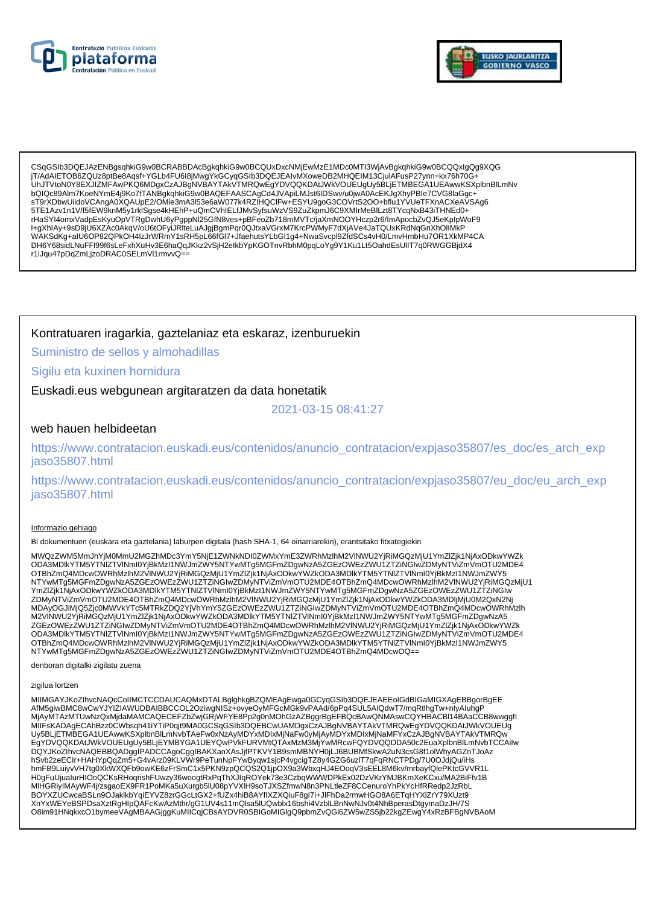CSqGSIb3DQEJAzENBgsqhkiG9w0BCRABBDAcBgkqhkiG9w0BCQUxDxcNMjEwMzE1MDc0MTI3WjAvBgkqhkiG9w0BCQQxIgQg9XQG
jT/AdAIETOB6ZQUz8ptBe8Aqsf+YGLb4FU6I8jMwgYkGCyqGSIb3DQEJEAIvMXoweDB2MHQEIM13CjulAFusP27ynn+kx76h70G+
UhJTVtoN0Y8EXJIZMFAwPKQ6MDgxCzAJBgNVBAYTAkVTMRQwEgYDVQQKDAtJWkVOUEUgUy5BLjETMBEGA1UEAwwKSXplbnBlLmNv
bQIQc89Alm7KoeNYmE4j9Ko7fTANBgkqhkiG9w0BAQEFAASCAgCd4JVApiLMJst6IDSwv/u0jwA0AcEKJgXhyPBIe7CVG8laGgc+
sT9rXDbwUiidoVCAngA0XQAUpE2/OMie3mA3I53e6aW077k4RZIHQClFw+ESYU9goG3COVrtS2OO+bflu1YVUeTFXnACXeAVSAg6
5TE1Azv1n1V/f5fEW9knM5y1rklSgse4kHEhP+uQmCVhIELfJMvSyfsuWzVS9ZuZkpmJ6C9XMIrMeBILzt8TYcqNxB43iTHNEd0+
rHaSYl4omxVadpEsKyuOpVTRgDwhU6yPgppNl25GfN8ves+pBFeoZb718mMVTc/jaXmNOOYHczp2r6/ImApocbZvQJ5eKpIpWoF9
I+gXhIAy+9sD9jU6XZAc0AkqV/oU6tOFyiJRlteLuAJgjBgmPqr0QJtxaVGrxM7KrcPWMyF7dXjAVe4JaTQUxKRdNqGnXhOlIMkP
WAKSdKg+aIU6OP82QPkOH4IzJrWRmY1sRH5pL66fGl7+JfaehutsYLbGI1g4+NwaSvcpl9ZfdSCs4vH0/LmvHmbHu7OR1XkMP4CA
DH6Y68sidLNuFFI99f6sLeFxhXuHv3E6haQqJKkz2vSjH2eIkbYpKGOTnvRbhM0pqLoYg9Y1Ku1Lt5OahdEsUlIT7q0RWGGBjdX4
r1lJqu47pDqZmLjzoDRAC0SELmVl1rmvvQ==

Kontratuaren iragarkia, gaztelaniaz eta eskaraz, izenburuekin

Suministro de sellos y almohadillas

Sigilu eta kuxinen hornidura

Euskadi.eus webgunean argitaratzen da data honetatik

2021-03-15 08:41:27

web hauen helbideetan

https://www.contratacion.euskadi.eus/contenidos/anuncio_contratacion/expjaso35807/es_doc/es_arch_expjaso35807.html

https://www.contratacion.euskadi.eus/contenidos/anuncio_contratacion/expjaso35807/eu_doc/eu_arch_expjaso35807.html

Informazio gehiago

Bi dokumentuen (euskara eta gaztelania) laburpen digitala (hash SHA-1, 64 oinarriarekin), erantsitako fitxategiekin

MWQzZWM5MmJhYjM0MmU2MGZhMDc3YmY5NjE1ZWNkNDI0ZWMxYmE3ZWRhMzlhM2VlNWU2YjRiMGQzMjU1YmZlZjk1NjAxODkwYWZk
ODA3MDlkYTM5YTNlZTVlNmI0YjBkMzI1NWJmZWY5NTYwMTg5MGFmZDgwNzA5ZGEzOWEzZWU1ZTZiNGIwZDMyNTViZmVmOTU2MDE4
OTBhZmQ4MDcwOWRhMzlhM2VlNWU2YjRiMGQzMjU1YmZlZjk1NjAxODkwYWZkODA3MDlkYTM5YTNlZTVlNmI0YjBkMzI1NWJmZWY5
NTYwMTg5MGFmZDgwNzA5ZGEzOWEzZWU1ZTZiNGIwZDMyNTViZmVmOTU2MDE4OTBhZmQ4MDcwOWRhMzlhM2VlNWU2YjRiMGQzMjU1
YmZlZjk1NjAxODkwYWZkODA3MDlkYTM5YTNlZTVlNmI0YjBkMzI1NWJmZWY5NTYwMTg5MGFmZDgwNzA5ZGEzOWEzZWU1ZTZiNGIw
ZDMyNTViZmVmOTU2MDE4OTBhZmQ4MDcwOWRhMzlhM2VlNWU2YjRiMGQzMjU1YmZlZjk1NjAxODkwYWZkODA3MDljMjU0M2QxN2Nj
MDAyOGJiMjQ5Zjc0MWVkYTc5MTRkZDQ2YjVhYmY5ZGEzOWEzZWU1ZTZiNGIwZDMyNTViZmVmOTU2MDE4OTBhZmQ4MDcwOWRhMzlh
M2VlNWU2YjRiMGQzMjU1YmZlZjk1NjAxODkwYWZkODA3MDlkYTM5YTNlZTVlNmI0YjBkMzI1NWJmZWY5NTYwMTg5MGFmZDgwNzA5
ZGEzOWEzZWU1ZTZiNGIwZDMyNTViZmVmOTU2MDE4OTBhZmQ4MDcwOWRhMzlhM2VlNWU2YjRiMGQzMjU1YmZlZjk1NjAxODkwYWZk
ODA3MDlkYTM5YTNlZTVlNmI0YjBkMzI1NWJmZWY5NTYwMTg5MGFmZDgwNzA5ZGEzOWEzZWU1ZTZiNGIwZDMyNTViZmVmOTU2MDE4
OTBhZmQ4MDcwOWRhMzlhM2VlNWU2YjRiMGQzMjU1YmZlZjk1NjAxODkwYWZkODA3MDlkYTM5YTNlZTVlNmI0YjBkMzI1NWJmZWY5
NTYwMTg5MGFmZDgwNzA5ZGEzOWEzZWU1ZTZiNGIwZDMyNTViZmVmOTU2MDE4OTBhZmQ4MDcwOQ==

denboran digitalki zigilatu zuena

zigilua lortzen

MIIMGAYJKoZIhvcNAQcCoIIMCTCCDAUCAQMxDTALBglghkgBZQMEAgEwga0GCyqGSIb3DQEJEAEEoIGdBIGaMIGXAgEBBgorBgEE
AfM5giwBMC8wCwYJYIZIAWUDBAIBBCCOL2OziwgNISz+ovyeOyMFGcMGk9vPAAd/6pPq4SUL5AIQdwT7/mqRtlhgTw+nlyAluhgP
MjAyMTAzMTUwNzQxMjdaMAMCAQECEFZbZwjGRjWFYE8Pp2g0nMOhGzAZBggrBgEFBQcBAwQNMAswCQYHBACBl14BAaCCB8wwggfI
MIIFsKADAgECAhBzz0CWbsqh41iYTiP0qjt9MA0GCSqGSIb3DQEBCwUAMDgxCzAJBgNVBAYTAkVTMRQwEgYDVQQKDAtJWkVOUEUg
Uy5BLjETMBEGA1UEAwwKSXplbnBlLmNvbTAeFw0xNzAyMDYxMDIxMjNaFw0yMjAyMDYxMDIxMjNaMFYxCzAJBgNVBAYTAkVTMRQw
EgYDVQQKDAtJWkVOUEUgUy5BLjEYMBYGA1UEYQwPVkFURVMtQTAxMzM3MjYwMRcwFQYDVQQDDA50c2EuaXplbnBlLmNvbTCCAiIw
DQYJKoZIhvcNAQEBBQADggIPADCCAgoCggIBAKXanXAsJjfPTKVY1B9smMBNYH0jLJ6BUBMfSkwA2uN3csG8f1olWhyAGZnTJoAz
hSvb2zeECIr+HAHYpQqZm5+G4vArz09KLVWr9PeTunNpFYwByqw1sjcP4vgcigTZ8y4GZG6uzlT7qFqRNCTPDg/7U0OJdjQu/iHs
hmFB9LuiyvVH7tg0XkWXQFb9owKE6zFrSmC1x5PKN9zpQCQS2Q1jpOX9a3WbxqHJ4EOoqV3sEEL8M6kv/mrbayfQlePKtcGVVR1L
H0gFuUjuaIurHIOoQCKsRHoqnshFUwzy36woogtRxPqThXJIqROYek73e3CzbqWWWDPkEx02DzVKrYMJBKmXeKCxu/MA2BiFfv1B
MIHGRiyIMAyWF4j/zsgaoEX9FR1PoMKa5uXurgb5lU08pYVXlH9soTJXSZfmwN8n3PNLtleZF8CCenuroYhPkYcHfRRedp2JzRbL
BOYXZUCwcaBSLn9OJaklkbYqiEYVZ8zrGGcLtGX2+fUZx4hiB8AYfIXZXQiuF8gl7i+JlFhDa2rmwHGO8A6ETqHYXlZrY79XUzt9
XnYxWEYeBSPDsaXztRgHIpQAFcKwAzMthr/gG1UV4s11mQlsa5lUQwblx16bshi4VzblLBnNwNJv0t4NhBperasDtgymaDzJH/7S
O8im91HNqkxcO1bymeeVAgMBAAGjggKuMIICqjCBsAYDVR0SBIGoMIGlgQ9pbmZvQGl6ZW5wZS5jb22kgZEwgY4xRzBFBgNVBAoM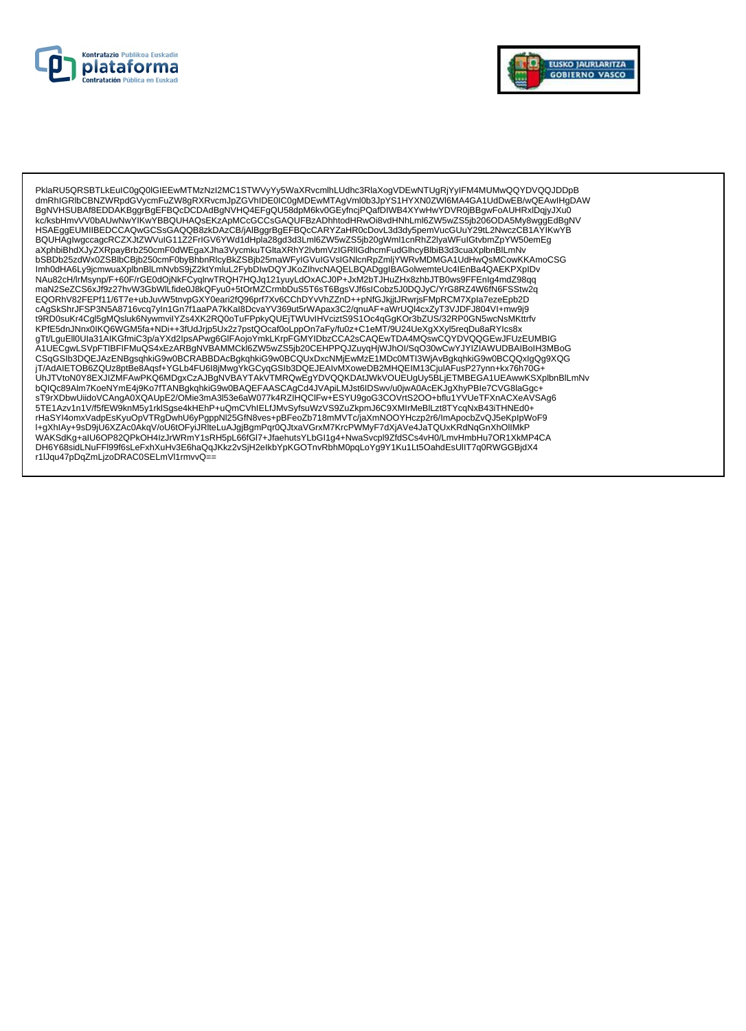PklaRU5QRSBTLkEuIC0gQ0lGIEEwMTMzNzI2MC1STWVyYy5WaXRvcmlhLUdhc3RlaXogVDEwNTUgRjYyIFM4MUMwQQYDVQQJDDpB
dmRhIGRlbCBNZWRpdGVycmFuZW8gRXRvcmJpZGVhIDE0IC0gMDEwMTAgVml0b3JpYS1HYXN0ZWl6MA4GA1UdDwEB/wQEAwIHgDAW
BgNVHSUBAf8EDDAKBggrBgEFBQcDCDAdBgNVHQ4EFgQU58dpM6kv0GEyfncjPQafDIWB4XYwHwYDVR0jBBgwFoAUHRxlDqjyJXu0
kc/ksbHmvVV0bAUwNwYIKwYBBQUHAQsEKzApMCcGCCsGAQUFBzADhhtodHRwOi8vdHNhLml6ZW5wZS5jb206ODA5My8wggEdBgNV
HSAEggEUMIIBEDCCAQwGCSsGAQQB8zkDAzCB/jAlBggrBgEFBQcCARYZaHR0cDovL3d3dy5pemVucGUuY29tL2NwczCB1AYIKwYB
BQUHAgIwgccagcRCZXJtZWVuIG11Z2FrIGV6YWd1dHpla28gd3d3Lml6ZW5wZS5jb20gWml1cnRhZ2lyaWFuIGtvbmZpYW50emEg
aXphbiBhdXJyZXRpayBrb250cmF0dWEgaXJha3VycmkuTGltaXRhY2lvbmVzIGRlIGdhcmFudGlhcyBlbiB3d3cuaXplbnBlLmNv
bSBDb25zdWx0ZSBlbCBjb250cmF0byBhbnRlcyBkZSBjb25maWFyIGVuIGVsIGNlcnRpZmljYWRvMDMGA1UdHwQsMCowKKAmoCSG
Imh0dHA6Ly9jcmwuaXplbnBlLmNvbS9jZ2ktYmluL2FybDIwDQYJKoZIhvcNAQELBQADggIBAGolwemteUc4IEnBa4QAEKPXpIDv
NAu82cH/lrMsynp/F+60F/rGE0dOjNkFCyqlrwTRQH7HQJq121yuyLdOxACJ0P+JxM2bTJHuZHx8zhbJTB0ws9FFEnIg4mdZ98qq
maN2SeZCS6xJf9z27hvW3GbWlLfide0J8kQFyu0+5tOrMZCrmbDuS5T6sT6BgsVJf6sICobz5J0DQJyC/YrG8RZ4W6fN6FSStw2q
EQORhV82FEPf11/6T7e+ubJuvW5tnvpGXY0eari2fQ96prf7Xv6CChDYvVhZZnD++pNfGJkjjtJRwrjsFMpRCM7Xpla7ezeEpb2D
cAgSkShrJFSP3N5A8716vcq7yIn1Gn7f1aaPA7kKal8DcvaYV369ut5rWApax3C2/qnuAF+aWrUQl4cxZyT3VJDFJ804VI+mw9j9
t9RD0suKr4Cgl5gMQsluk6NywmvilYZs4XK2RQ0oTuFPpkyQUEjTWUvIHVciztS9S1Oc4qGgKOr3bZUS/32RP0GN5wcNsMKttrfv
KPfE5dnJNnx0IKQ6WGM5fa+NDi++3fUdJrjp5Ux2z7pstQOcaf0oLppOn7aFy/fu0z+C1eMT/9U24UeXgXXyl5reqDu8aRYIcs8x
gTt/LguEll0UIa31AIKGfmiC3p/aYXd2IpsAPwg6GlFAojoYmkLKrpFGMYIDbzCCA2sCAQEwTDA4MQswCQYDVQQGEwJFUzEUMBIG
A1UECgwLSVpFTlBFIFMuQS4xEzARBgNVBAMMCkl6ZW5wZS5jb20CEHPPQJZuyqHjWJhOI/SqO30wCwYJYIZIAWUDBAIBoIH3MBoG
CSqGSIb3DQEJAzENBgsqhkiG9w0BCRABBDAcBgkqhkiG9w0BCQUxDxcNMjEwMzE1MDc0MTI3WjAvBgkqhkiG9w0BCQQxIgQg9XQG
jT/AdAIETOB6ZQUz8ptBe8Aqsf+YGLb4FU6I8jMwgYkGCyqGSIb3DQEJEAIvMXoweDB2MHQEIM13CjulAFusP27ynn+kx76h70G+
UhJTVtoN0Y8EXJIZMFAwPKQ6MDgxCzAJBgNVBAYTAkVTMRQwEgYDVQQKDAtJWkVOUEUgUy5BLjETMBEGA1UEAwwKSXplbnBlLmNv
bQIQc89Alm7KoeNYmE4j9Ko7fTANBgkqhkiG9w0BAQEFAASCAgCd4JVApiLMJst6IDSwv/u0jwA0AcEKJgXhyPBIe7CVG8laGgc+
sT9rXDbwUiidoVCAngA0XQAUpE2/OMie3mA3l53e6aW077k4RZIHQClFw+ESYU9goG3COVrtS2OO+bflu1YVUeTFXnACXeAVSAg6
5TE1Azv1n1V/f5fEW9knM5y1rklSgse4kHEhP+uQmCVhIELfJMvSyfsuWzVS9ZuZkpmJ6C9XMIrMeBlLzt8TYcqNxB43iTHNEd0+
rHaSYl4omxVadpEsKyuOpVTRgDwhU6yPgppNl25GfN8ves+pBFeoZb718mMVTc/jaXmNOOYHczp2r6/ImApocbZvQJ5eKpIpWoF9
I+gXhIAy+9sD9jU6XZAc0AkqV/oU6tOFyiJRlteLuAJgjBgmPqr0QJtxaVGrxM7KrcPWMyF7dXjAVe4JaTQUxKRdNqGnXhOlIMkP
WAKSdKg+aIU6OP82QPkOH4IzJrWRmY1sRH5pL66fGl7+JfaehutsYLbGI1g4+NwaSvcpl9ZfdSCs4vH0/LmvHmbHu7OR1XkMP4CA
DH6Y68sidLNuFFl99f6sLeFxhXuHv3E6haQqJKkz2vSjH2eIkbYpKGOTnvRbhM0pqLoYg9Y1Ku1Lt5OahdEsUlIT7q0RWGGBjdX4
r1lJqu47pDqZmLjzoDRAC0SELmVl1rmvvQ==